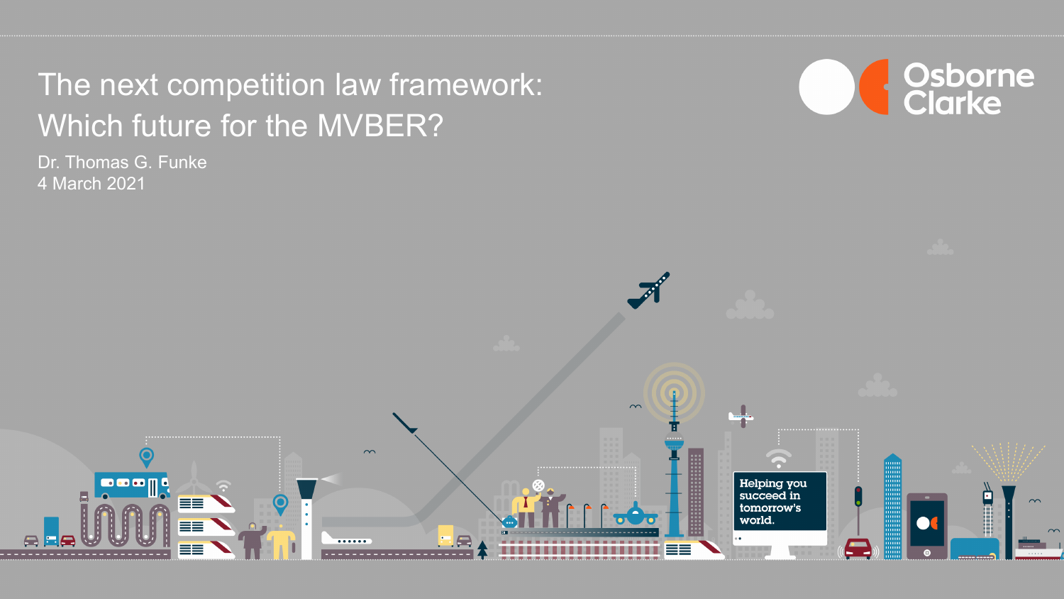# The next competition law framework: Which future for the MVBER?

Dr. Thomas G. Funke

4 March 2021

Osborne Clarke

Helping you succeed in tomorrow's world.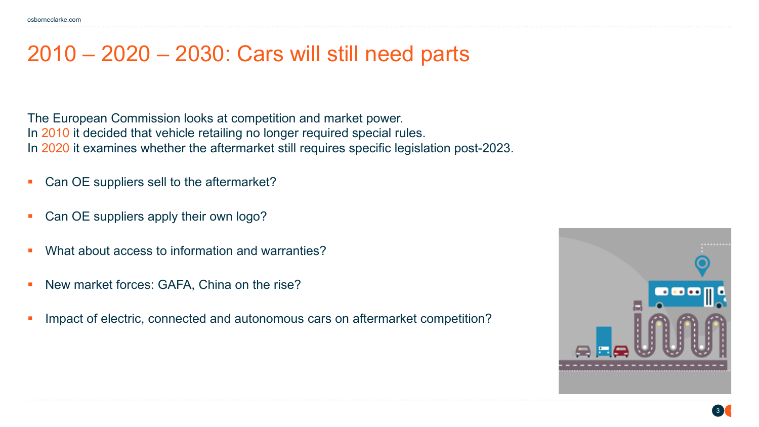# 2010 – 2020 – 2030: Cars will still need parts

The European Commission looks at competition and market power.
In 2010 it decided that vehicle retailing no longer required special rules.
In 2020 it examines whether the aftermarket still requires specific legislation post-2023.

- Can OE suppliers sell to the aftermarket?
- Can OE suppliers apply their own logo?
- What about access to information and warranties?
- New market forces: GAFA, China on the rise?
- Impact of electric, connected and autonomous cars on aftermarket competition?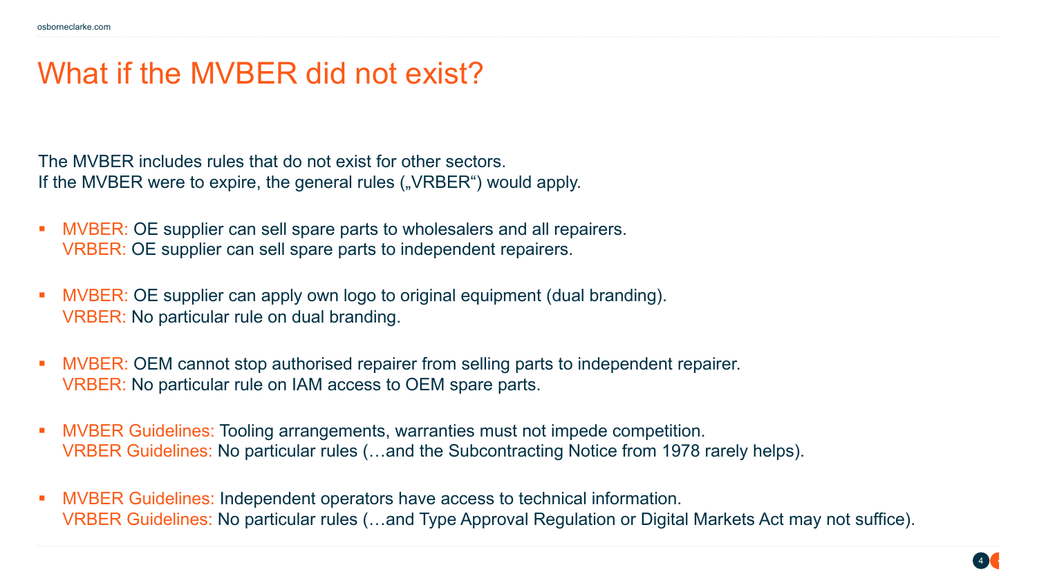# What if the MVBER did not exist?

The MVBER includes rules that do not exist for other sectors.
If the MVBER were to expire, the general rules („VRBER“) would apply.

- MVBER: OE supplier can sell spare parts to wholesalers and all repairers.
  VRBER: OE supplier can sell spare parts to independent repairers.
- MVBER: OE supplier can apply own logo to original equipment (dual branding).
  VRBER: No particular rule on dual branding.
- MVBER: OEM cannot stop authorised repairer from selling parts to independent repairer.
  VRBER: No particular rule on IAM access to OEM spare parts.
- MVBER Guidelines: Tooling arrangements, warranties must not impede competition.
  VRBER Guidelines: No particular rules (…and the Subcontracting Notice from 1978 rarely helps).
- MVBER Guidelines: Independent operators have access to technical information.
  VRBER Guidelines: No particular rules (…and Type Approval Regulation or Digital Markets Act may not suffice).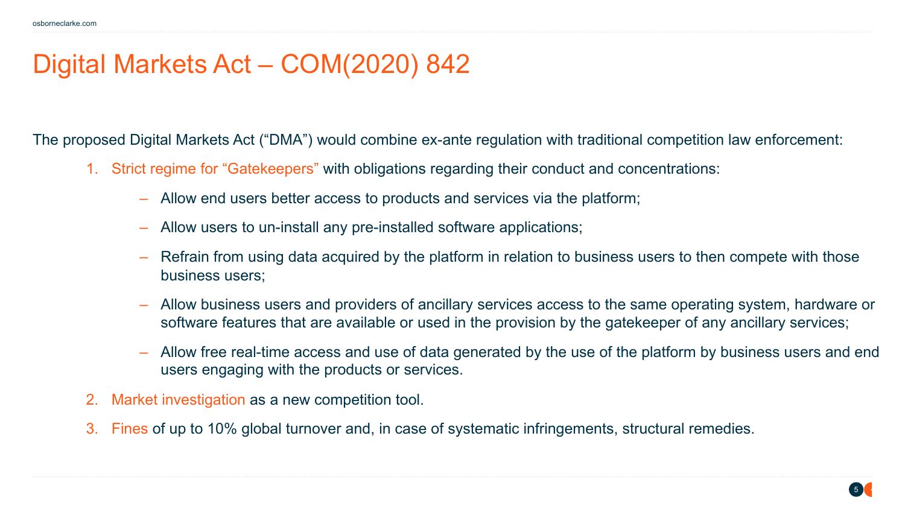# Digital Markets Act – COM(2020) 842

The proposed Digital Markets Act ("DMA") would combine ex-ante regulation with traditional competition law enforcement:

1. Strict regime for "Gatekeepers" with obligations regarding their conduct and concentrations:
   - Allow end users better access to products and services via the platform;
   - Allow users to un-install any pre-installed software applications;
   - Refrain from using data acquired by the platform in relation to business users to then compete with those business users;
   - Allow business users and providers of ancillary services access to the same operating system, hardware or software features that are available or used in the provision by the gatekeeper of any ancillary services;
   - Allow free real-time access and use of data generated by the use of the platform by business users and end users engaging with the products or services.
2. Market investigation as a new competition tool.
3. Fines of up to 10% global turnover and, in case of systematic infringements, structural remedies.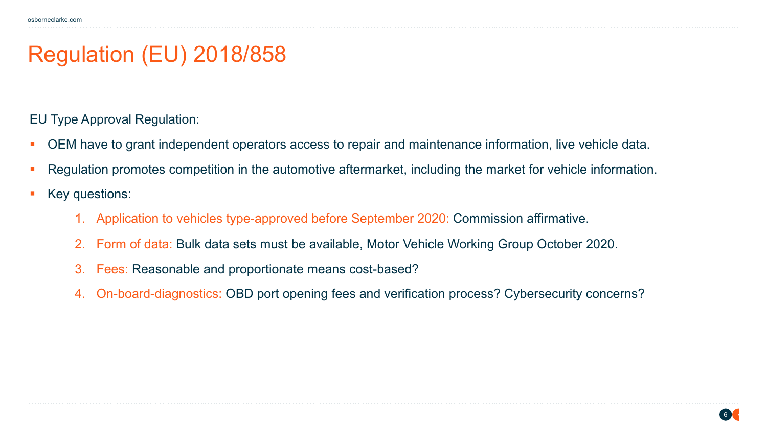# Regulation (EU) 2018/858

EU Type Approval Regulation:

- OEM have to grant independent operators access to repair and maintenance information, live vehicle data.
- Regulation promotes competition in the automotive aftermarket, including the market for vehicle information.
- Key questions:
    1. Application to vehicles type-approved before September 2020: Commission affirmative.
    2. Form of data: Bulk data sets must be available, Motor Vehicle Working Group October 2020.
    3. Fees: Reasonable and proportionate means cost-based?
    4. On-board-diagnostics: OBD port opening fees and verification process? Cybersecurity concerns?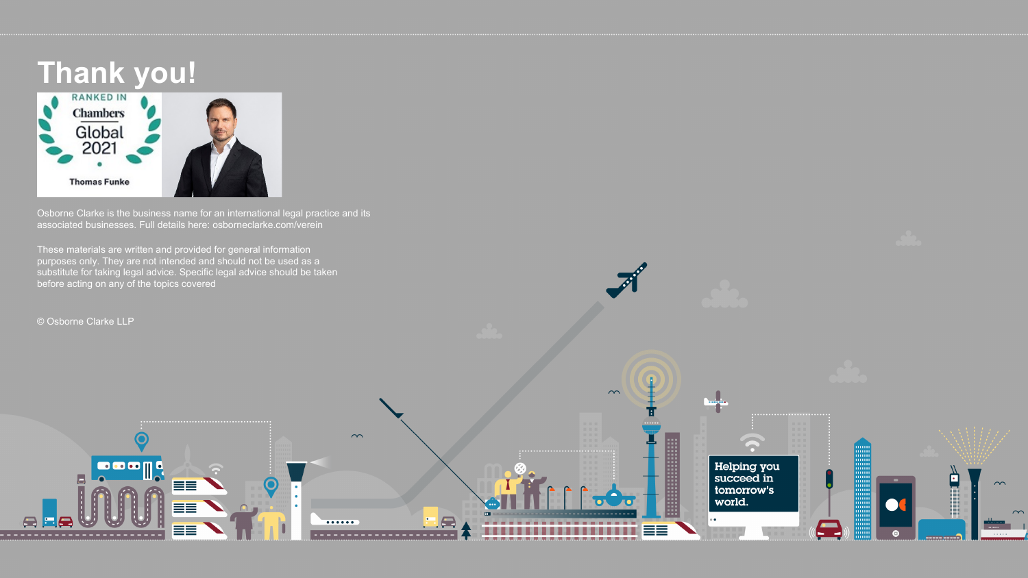# Thank you!

RANKED IN Chambers Global 2021

Thomas Funke

Osborne Clarke is the business name for an international legal practice and its associated businesses. Full details here: osborneclarke.com/verein

These materials are written and provided for general information purposes only. They are not intended and should not be used as a substitute for taking legal advice. Specific legal advice should be taken before acting on any of the topics covered

© Osborne Clarke LLP

Helping you succeed in tomorrow's world.